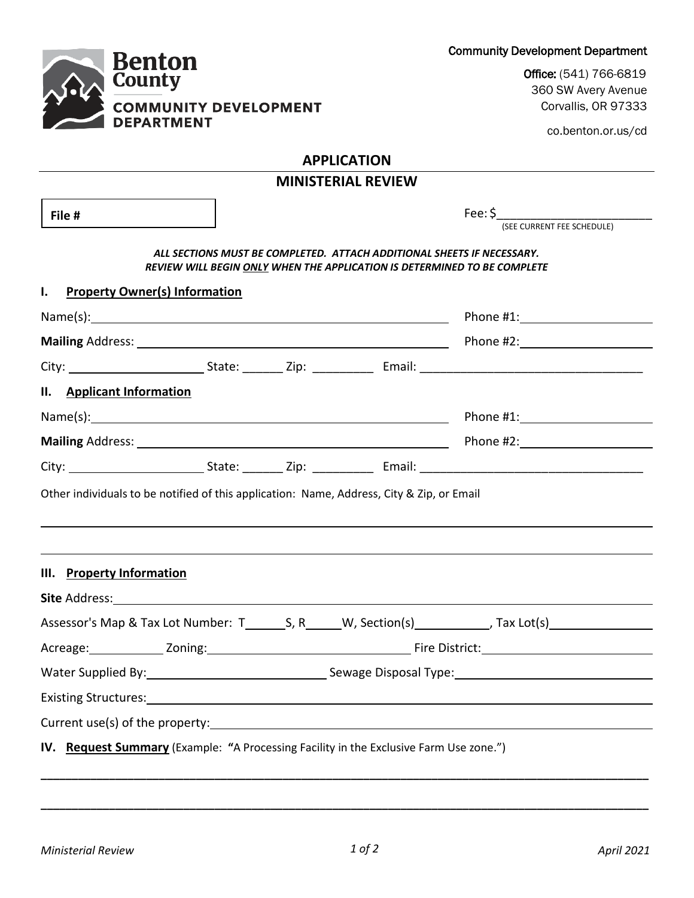Benton County
COMMUNITY DEVELOPMENT DEPARTMENT

Community Development Department

**Office:** (541) 766-6819
360 SW Avery Avenue
Corvallis, OR 97333

co.benton.or.us/cd

# APPLICATION

## MINISTERIAL REVIEW

**File #**

Fee: $______________________
(SEE CURRENT FEE SCHEDULE)

***ALL SECTIONS MUST BE COMPLETED. ATTACH ADDITIONAL SHEETS IF NECESSARY.***
***REVIEW WILL BEGIN ONLY WHEN THE APPLICATION IS DETERMINED TO BE COMPLETE***

### I. Property Owner(s) Information

Name(s): ______________________________ Phone #1: ______________

**Mailing** Address: ______________________________ Phone #2: ______________

City: ______________ State: ______ Zip: _________ Email: ______________________________

### II. Applicant Information

Name(s): ______________________________ Phone #1: ______________

**Mailing** Address: ______________________________ Phone #2: ______________

City: ______________ State: ______ Zip: _________ Email: ______________________________

Other individuals to be notified of this application: Name, Address, City & Zip, or Email

______________________________________________________________________________

______________________________________________________________________________

### III. Property Information

**Site** Address: ______________________________________________________________

Assessor's Map & Tax Lot Number: T______S, R_____W, Section(s)___________, Tax Lot(s)______________

Acreage: __________ Zoning: ______________________________ Fire District: ______________________

Water Supplied By: __________________________ Sewage Disposal Type: __________________________

Existing Structures: ______________________________________________________________

Current use(s) of the property: ______________________________________________________________

### IV. Request Summary (Example: "A Processing Facility in the Exclusive Farm Use zone.")

______________________________________________________________________________

______________________________________________________________________________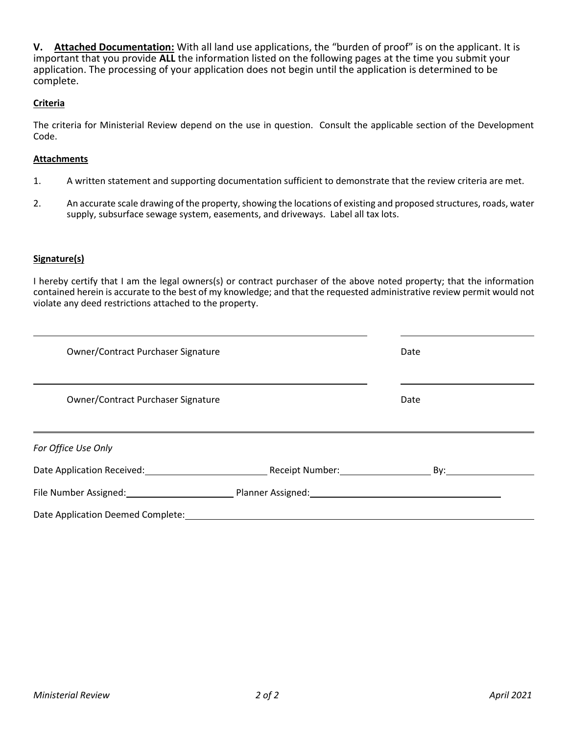**V. Attached Documentation:** With all land use applications, the "burden of proof" is on the applicant. It is important that you provide **ALL** the information listed on the following pages at the time you submit your application. The processing of your application does not begin until the application is determined to be complete.

**Criteria**

The criteria for Ministerial Review depend on the use in question. Consult the applicable section of the Development Code.

**Attachments**

1. A written statement and supporting documentation sufficient to demonstrate that the review criteria are met.
2. An accurate scale drawing of the property, showing the locations of existing and proposed structures, roads, water supply, subsurface sewage system, easements, and driveways. Label all tax lots.

**Signature(s)**

I hereby certify that I am the legal owners(s) or contract purchaser of the above noted property; that the information contained herein is accurate to the best of my knowledge; and that the requested administrative review permit would not violate any deed restrictions attached to the property.

______________________________________ ______________
Owner/Contract Purchaser Signature Date

______________________________________ ______________
Owner/Contract Purchaser Signature Date

*For Office Use Only*

Date Application Received: ______________ Receipt Number: ______________ By: ______________

File Number Assigned: ______________ Planner Assigned: ______________

Date Application Deemed Complete: ______________